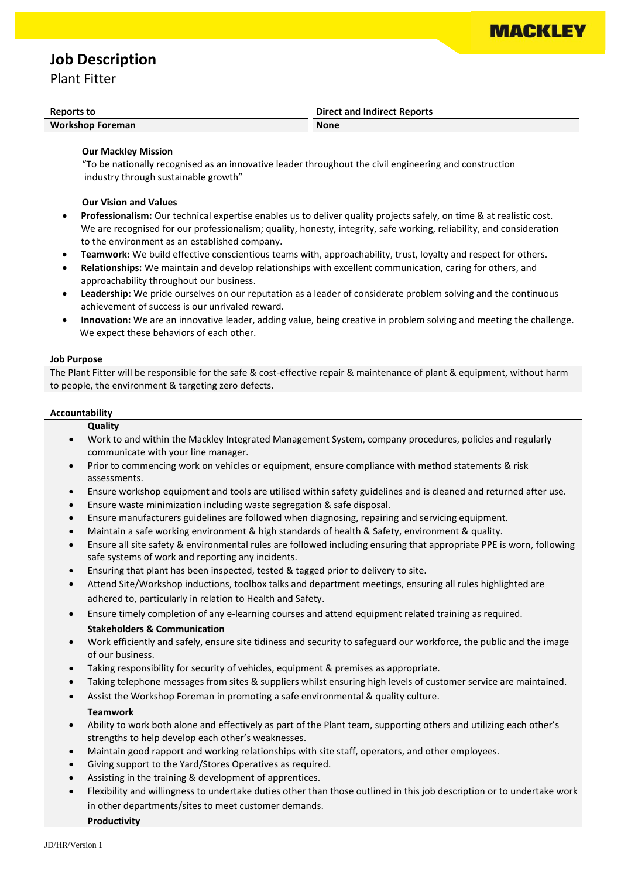MACKLEY

# Job Description

Plant Fitter

| Reports to | Direct and Indirect Reports |
|---|---|
| Workshop Foreman | None |

**Our Mackley Mission**

"To be nationally recognised as an innovative leader throughout the civil engineering and construction industry through sustainable growth"

**Our Vision and Values**

- **Professionalism:** Our technical expertise enables us to deliver quality projects safely, on time & at realistic cost. We are recognised for our professionalism; quality, honesty, integrity, safe working, reliability, and consideration to the environment as an established company.
- **Teamwork:** We build effective conscientious teams with, approachability, trust, loyalty and respect for others.
- **Relationships:** We maintain and develop relationships with excellent communication, caring for others, and approachability throughout our business.
- **Leadership:** We pride ourselves on our reputation as a leader of considerate problem solving and the continuous achievement of success is our unrivaled reward.
- **Innovation:** We are an innovative leader, adding value, being creative in problem solving and meeting the challenge.

We expect these behaviors of each other.

## Job Purpose

The Plant Fitter will be responsible for the safe & cost-effective repair & maintenance of plant & equipment, without harm to people, the environment & targeting zero defects.

## Accountability

**Quality**

- Work to and within the Mackley Integrated Management System, company procedures, policies and regularly communicate with your line manager.
- Prior to commencing work on vehicles or equipment, ensure compliance with method statements & risk assessments.
- Ensure workshop equipment and tools are utilised within safety guidelines and is cleaned and returned after use.
- Ensure waste minimization including waste segregation & safe disposal.
- Ensure manufacturers guidelines are followed when diagnosing, repairing and servicing equipment.
- Maintain a safe working environment & high standards of health & Safety, environment & quality.
- Ensure all site safety & environmental rules are followed including ensuring that appropriate PPE is worn, following safe systems of work and reporting any incidents.
- Ensuring that plant has been inspected, tested & tagged prior to delivery to site.
- Attend Site/Workshop inductions, toolbox talks and department meetings, ensuring all rules highlighted are adhered to, particularly in relation to Health and Safety.
- Ensure timely completion of any e-learning courses and attend equipment related training as required.

**Stakeholders & Communication**

- Work efficiently and safely, ensure site tidiness and security to safeguard our workforce, the public and the image of our business.
- Taking responsibility for security of vehicles, equipment & premises as appropriate.
- Taking telephone messages from sites & suppliers whilst ensuring high levels of customer service are maintained.
- Assist the Workshop Foreman in promoting a safe environmental & quality culture.

**Teamwork**

- Ability to work both alone and effectively as part of the Plant team, supporting others and utilizing each other's strengths to help develop each other's weaknesses.
- Maintain good rapport and working relationships with site staff, operators, and other employees.
- Giving support to the Yard/Stores Operatives as required.
- Assisting in the training & development of apprentices.
- Flexibility and willingness to undertake duties other than those outlined in this job description or to undertake work in other departments/sites to meet customer demands.

**Productivity**

JD/HR/Version 1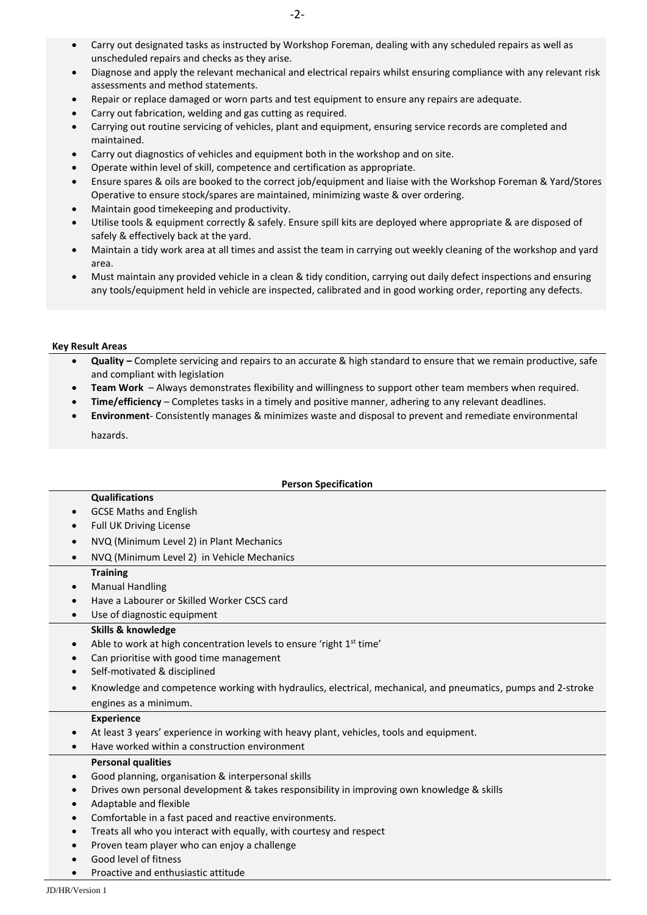- Carry out designated tasks as instructed by Workshop Foreman, dealing with any scheduled repairs as well as unscheduled repairs and checks as they arise.
- Diagnose and apply the relevant mechanical and electrical repairs whilst ensuring compliance with any relevant risk assessments and method statements.
- Repair or replace damaged or worn parts and test equipment to ensure any repairs are adequate.
- Carry out fabrication, welding and gas cutting as required.
- Carrying out routine servicing of vehicles, plant and equipment, ensuring service records are completed and maintained.
- Carry out diagnostics of vehicles and equipment both in the workshop and on site.
- Operate within level of skill, competence and certification as appropriate.
- Ensure spares & oils are booked to the correct job/equipment and liaise with the Workshop Foreman & Yard/Stores Operative to ensure stock/spares are maintained, minimizing waste & over ordering.
- Maintain good timekeeping and productivity.
- Utilise tools & equipment correctly & safely. Ensure spill kits are deployed where appropriate & are disposed of safely & effectively back at the yard.
- Maintain a tidy work area at all times and assist the team in carrying out weekly cleaning of the workshop and yard area.
- Must maintain any provided vehicle in a clean & tidy condition, carrying out daily defect inspections and ensuring any tools/equipment held in vehicle are inspected, calibrated and in good working order, reporting any defects.

**Key Result Areas**

- **Quality –** Complete servicing and repairs to an accurate & high standard to ensure that we remain productive, safe and compliant with legislation
- **Team Work** – Always demonstrates flexibility and willingness to support other team members when required.
- **Time/efficiency** – Completes tasks in a timely and positive manner, adhering to any relevant deadlines.
- **Environment**- Consistently manages & minimizes waste and disposal to prevent and remediate environmental hazards.

**Person Specification**

**Qualifications**

- GCSE Maths and English
- Full UK Driving License
- NVQ (Minimum Level 2) in Plant Mechanics
- NVQ (Minimum Level 2) in Vehicle Mechanics

**Training**

- Manual Handling
- Have a Labourer or Skilled Worker CSCS card
- Use of diagnostic equipment

**Skills & knowledge**

- Able to work at high concentration levels to ensure 'right 1st time'
- Can prioritise with good time management
- Self-motivated & disciplined
- Knowledge and competence working with hydraulics, electrical, mechanical, and pneumatics, pumps and 2-stroke engines as a minimum.

**Experience**

- At least 3 years' experience in working with heavy plant, vehicles, tools and equipment.
- Have worked within a construction environment

**Personal qualities**

- Good planning, organisation & interpersonal skills
- Drives own personal development & takes responsibility in improving own knowledge & skills
- Adaptable and flexible
- Comfortable in a fast paced and reactive environments.
- Treats all who you interact with equally, with courtesy and respect
- Proven team player who can enjoy a challenge
- Good level of fitness
- Proactive and enthusiastic attitude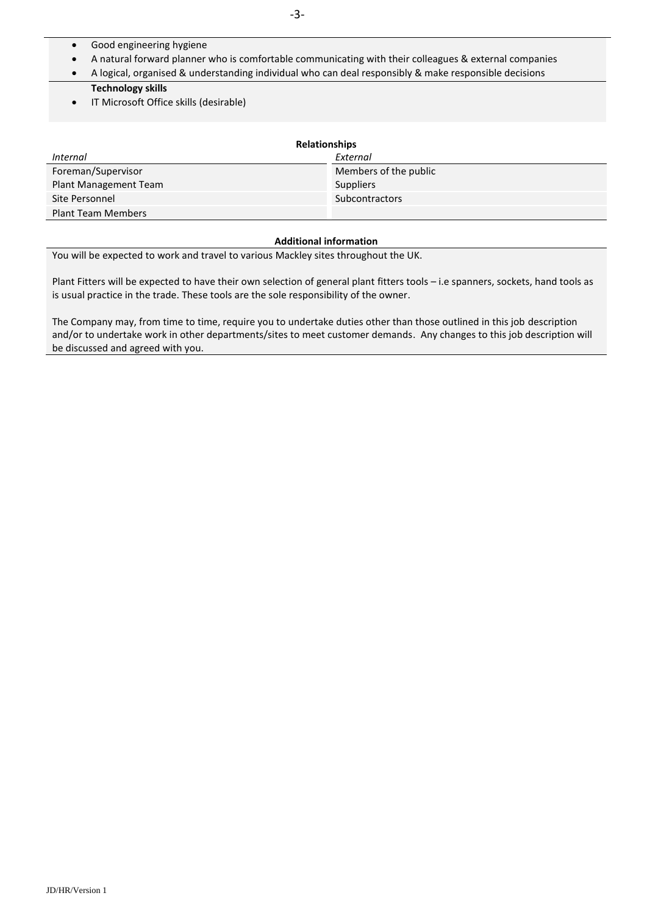- Good engineering hygiene
- A natural forward planner who is comfortable communicating with their colleagues & external companies
- A logical, organised & understanding individual who can deal responsibly & make responsible decisions

**Technology skills**

- IT Microsoft Office skills (desirable)

**Relationships**

| *Internal* | *External* |
|---|---|
| Foreman/Supervisor | Members of the public |
| Plant Management Team | Suppliers |
| Site Personnel | Subcontractors |
| Plant Team Members | |

**Additional information**

You will be expected to work and travel to various Mackley sites throughout the UK.

Plant Fitters will be expected to have their own selection of general plant fitters tools – i.e spanners, sockets, hand tools as is usual practice in the trade. These tools are the sole responsibility of the owner.

The Company may, from time to time, require you to undertake duties other than those outlined in this job description and/or to undertake work in other departments/sites to meet customer demands. Any changes to this job description will be discussed and agreed with you.

JD/HR/Version 1